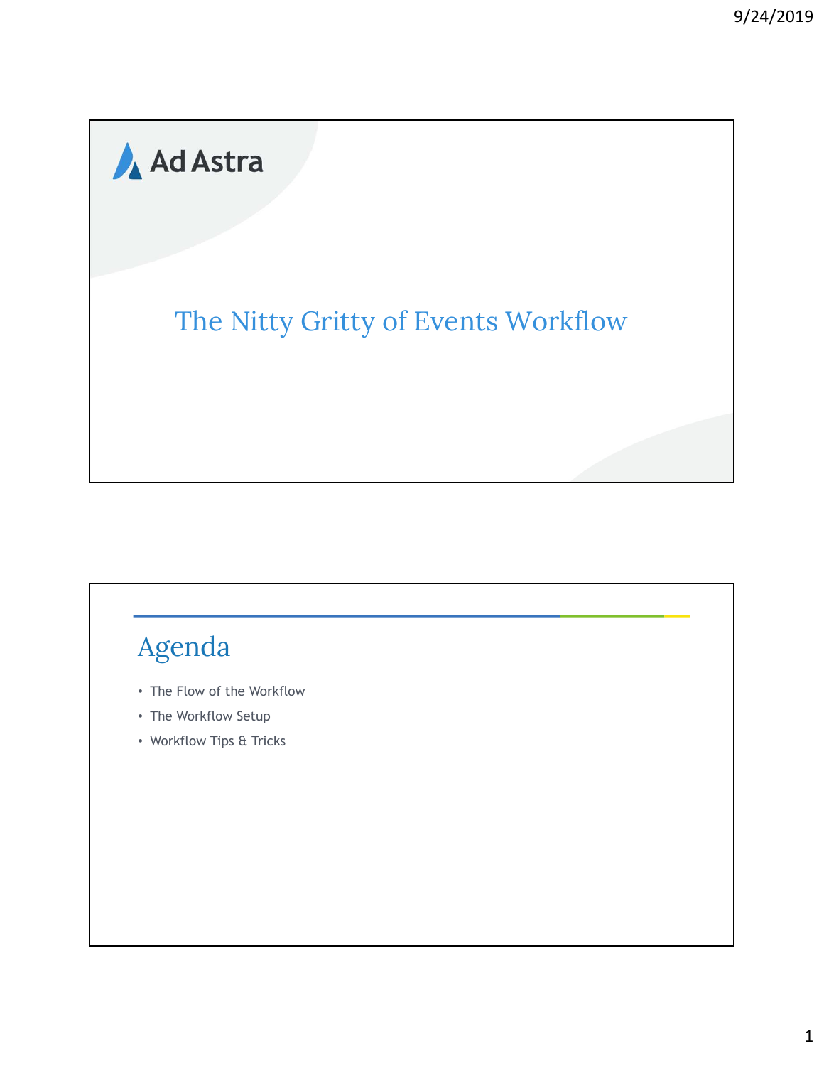Ad Astra

# The Nitty Gritty of Events Workflow

## Agenda

- The Flow of the Workflow
- The Workflow Setup
- Workflow Tips & Tricks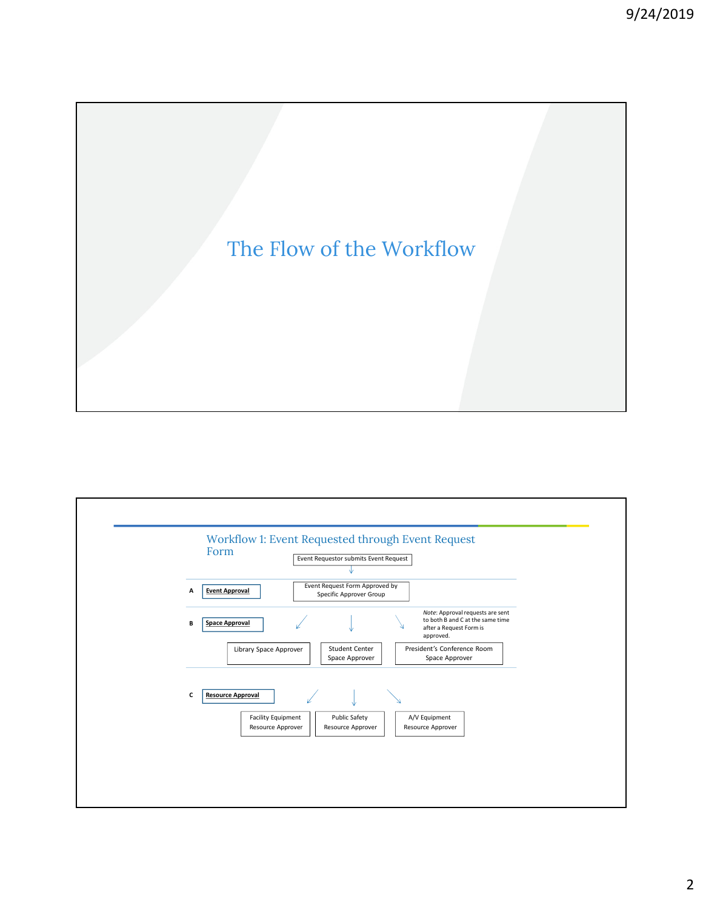# The Flow of the Workflow

## Workflow 1: Event Requested through Event Request Form

Event Requestor submits Event Request

↓

**A** — **Event Approval**: Event Request Form Approved by Specific Approver Group

**B** — **Space Approval**:

- Library Space Approver
- Student Center Space Approver
- President's Conference Room Space Approver

*Note:* Approval requests are sent to both B and C at the same time after a Request Form is approved.

**C** — **Resource Approval**:

- Facility Equipment Resource Approver
- Public Safety Resource Approver
- A/V Equipment Resource Approver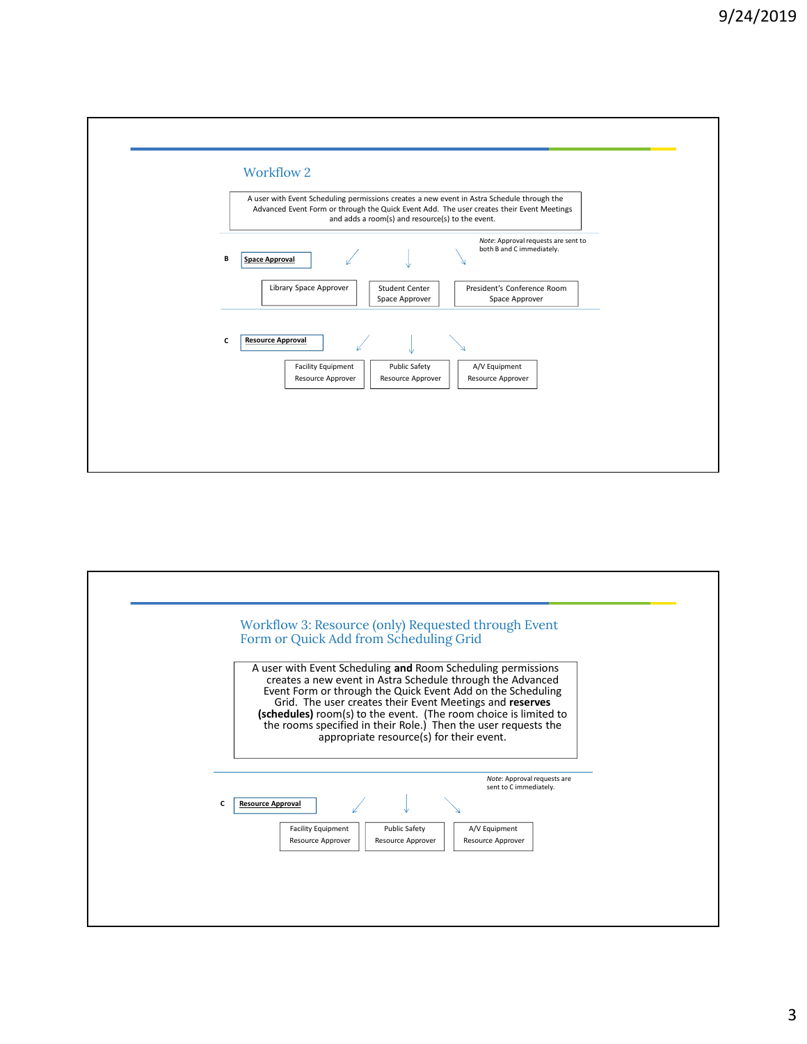## Workflow 2

A user with Event Scheduling permissions creates a new event in Astra Schedule through the Advanced Event Form or through the Quick Event Add. The user creates their Event Meetings and adds a room(s) and resource(s) to the event.

*Note*: Approval requests are sent to both B and C immediately.

**B** **Space Approval**

- Library Space Approver
- Student Center Space Approver
- President's Conference Room Space Approver

**C** **Resource Approval**

- Facility Equipment Resource Approver
- Public Safety Resource Approver
- A/V Equipment Resource Approver

## Workflow 3: Resource (only) Requested through Event Form or Quick Add from Scheduling Grid

A user with Event Scheduling **and** Room Scheduling permissions creates a new event in Astra Schedule through the Advanced Event Form or through the Quick Event Add on the Scheduling Grid. The user creates their Event Meetings and **reserves (schedules)** room(s) to the event. (The room choice is limited to the rooms specified in their Role.) Then the user requests the appropriate resource(s) for their event.

*Note*: Approval requests are sent to C immediately.

**C** **Resource Approval**

- Facility Equipment Resource Approver
- Public Safety Resource Approver
- A/V Equipment Resource Approver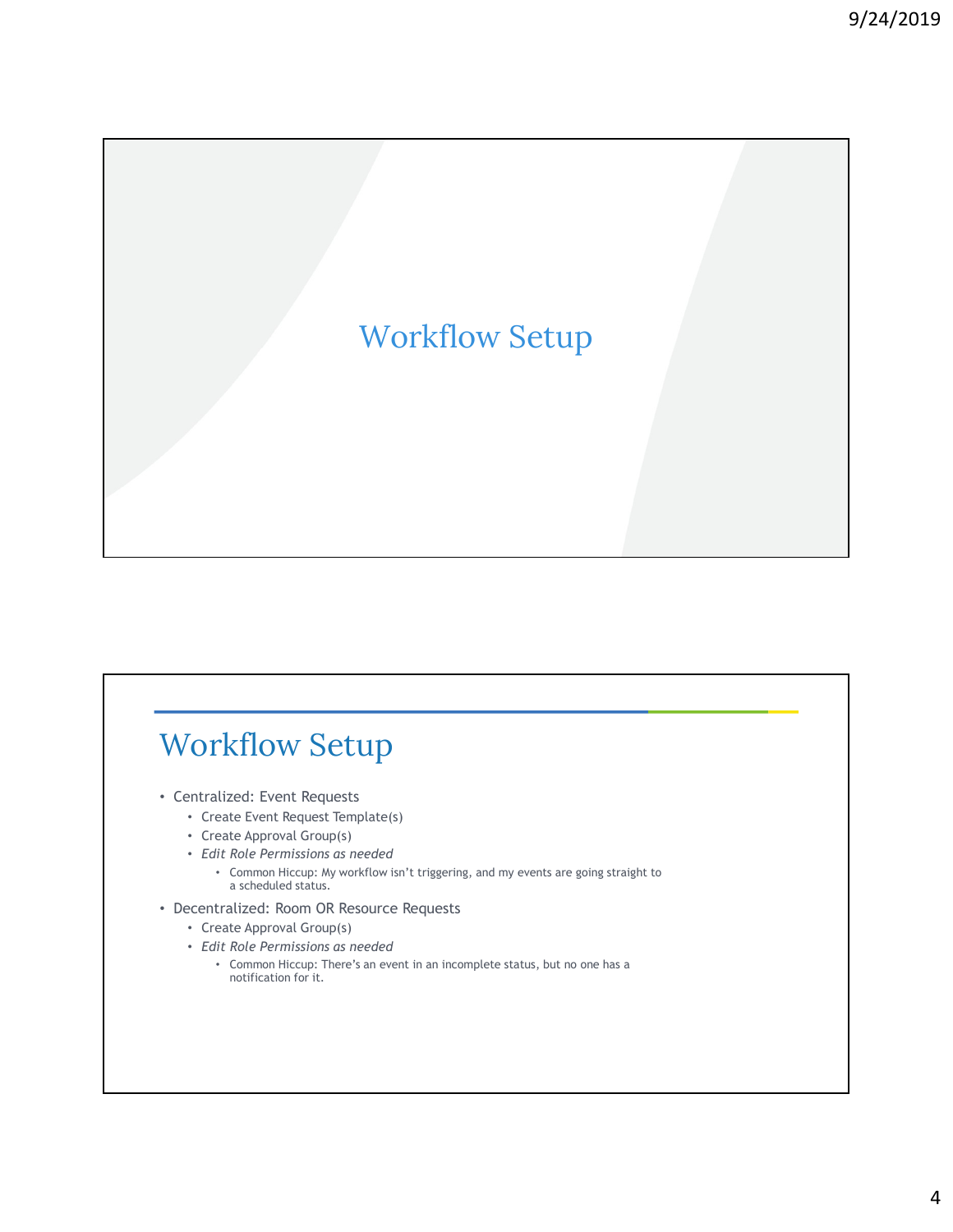# Workflow Setup

## Workflow Setup

- Centralized: Event Requests
  - Create Event Request Template(s)
  - Create Approval Group(s)
  - *Edit Role Permissions as needed*
    - Common Hiccup: My workflow isn't triggering, and my events are going straight to a scheduled status.
- Decentralized: Room OR Resource Requests
  - Create Approval Group(s)
  - *Edit Role Permissions as needed*
    - Common Hiccup: There's an event in an incomplete status, but no one has a notification for it.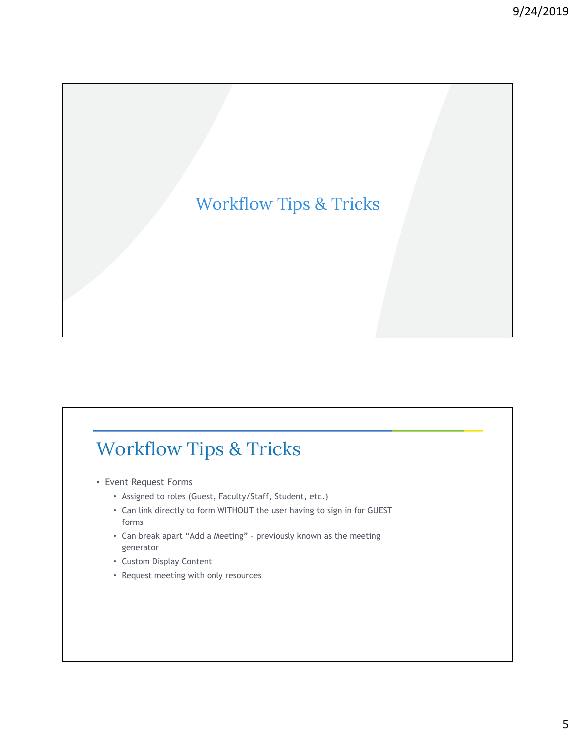# Workflow Tips & Tricks

## Workflow Tips & Tricks

- Event Request Forms
  - Assigned to roles (Guest, Faculty/Staff, Student, etc.)
  - Can link directly to form WITHOUT the user having to sign in for GUEST forms
  - Can break apart "Add a Meeting" – previously known as the meeting generator
  - Custom Display Content
  - Request meeting with only resources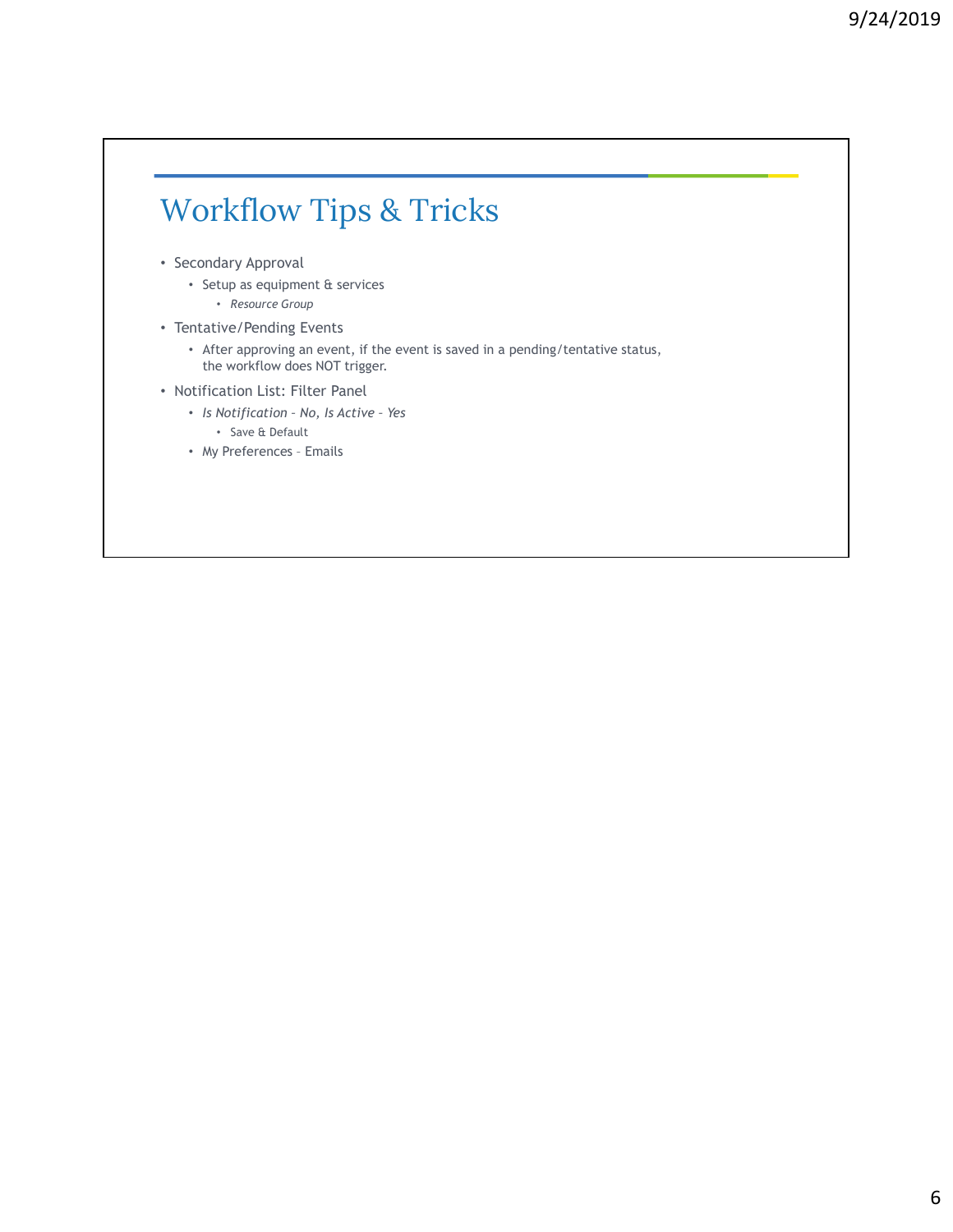# Workflow Tips & Tricks

- Secondary Approval
  - Setup as equipment & services
    - *Resource Group*
- Tentative/Pending Events
  - After approving an event, if the event is saved in a pending/tentative status, the workflow does NOT trigger.
- Notification List: Filter Panel
  - *Is Notification – No, Is Active – Yes*
    - Save & Default
  - My Preferences – Emails